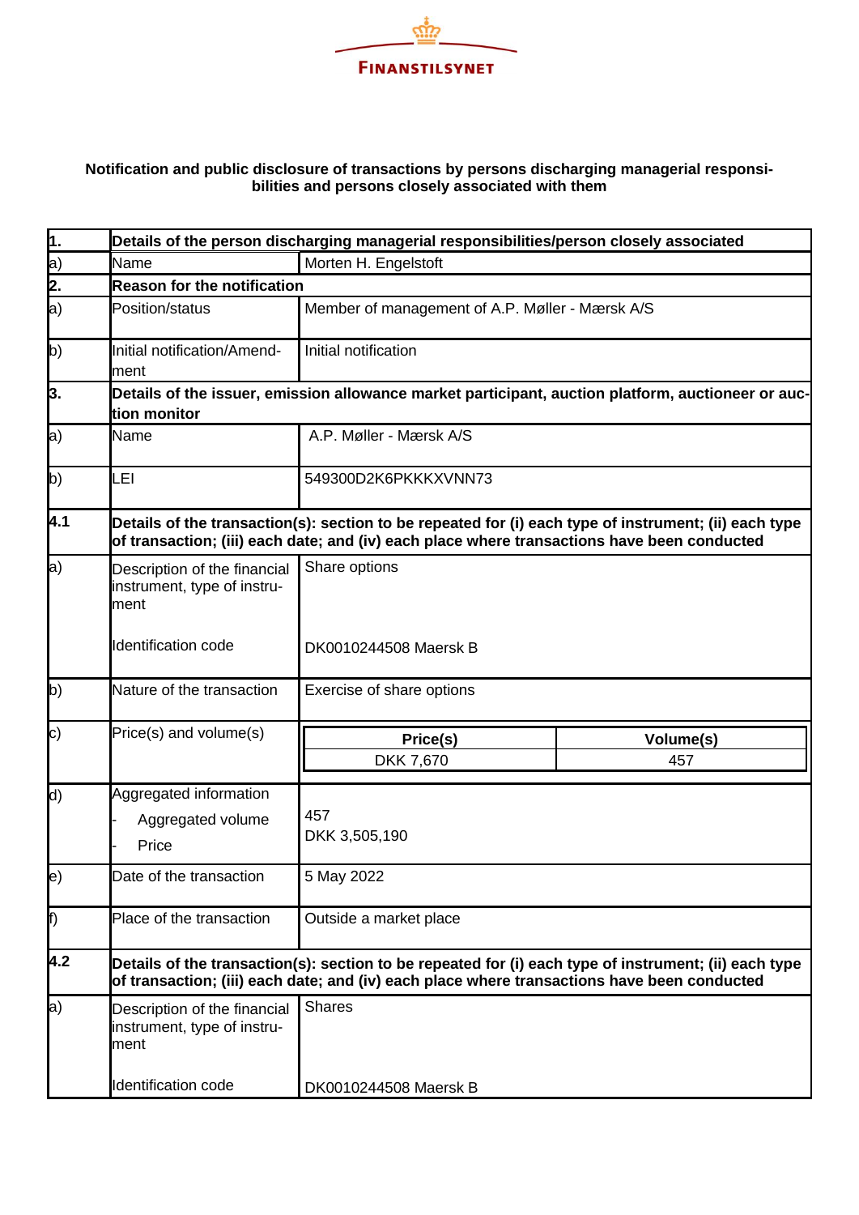FINANSTILSYNET

**Notification and public disclosure of transactions by persons discharging managerial responsibilities and persons closely associated with them**

| 1. | **Details of the person discharging managerial responsibilities/person closely associated** | |
|---|---|---|
| a) | Name | Morten H. Engelstoft |
| **2.** | **Reason for the notification** | |
| a) | Position/status | Member of management of A.P. Møller - Mærsk A/S |
| b) | Initial notification/Amendment | Initial notification |
| **3.** | **Details of the issuer, emission allowance market participant, auction platform, auctioneer or auction monitor** | |
| a) | Name | A.P. Møller - Mærsk A/S |
| b) | LEI | 549300D2K6PKKKXVNN73 |
| **4.1** | **Details of the transaction(s): section to be repeated for (i) each type of instrument; (ii) each type of transaction; (iii) each date; and (iv) each place where transactions have been conducted** | |
| a) | Description of the financial instrument, type of instrument<br><br>Identification code | Share options<br><br>DK0010244508 Maersk B |
| b) | Nature of the transaction | Exercise of share options |
| c) | Price(s) and volume(s) | **Price(s):** DKK 7,670 — **Volume(s):** 457 |
| d) | Aggregated information<br>- Aggregated volume<br>- Price | 457<br>DKK 3,505,190 |
| e) | Date of the transaction | 5 May 2022 |
| f) | Place of the transaction | Outside a market place |
| **4.2** | **Details of the transaction(s): section to be repeated for (i) each type of instrument; (ii) each type of transaction; (iii) each date; and (iv) each place where transactions have been conducted** | |
| a) | Description of the financial instrument, type of instrument<br><br>Identification code | Shares<br><br>DK0010244508 Maersk B |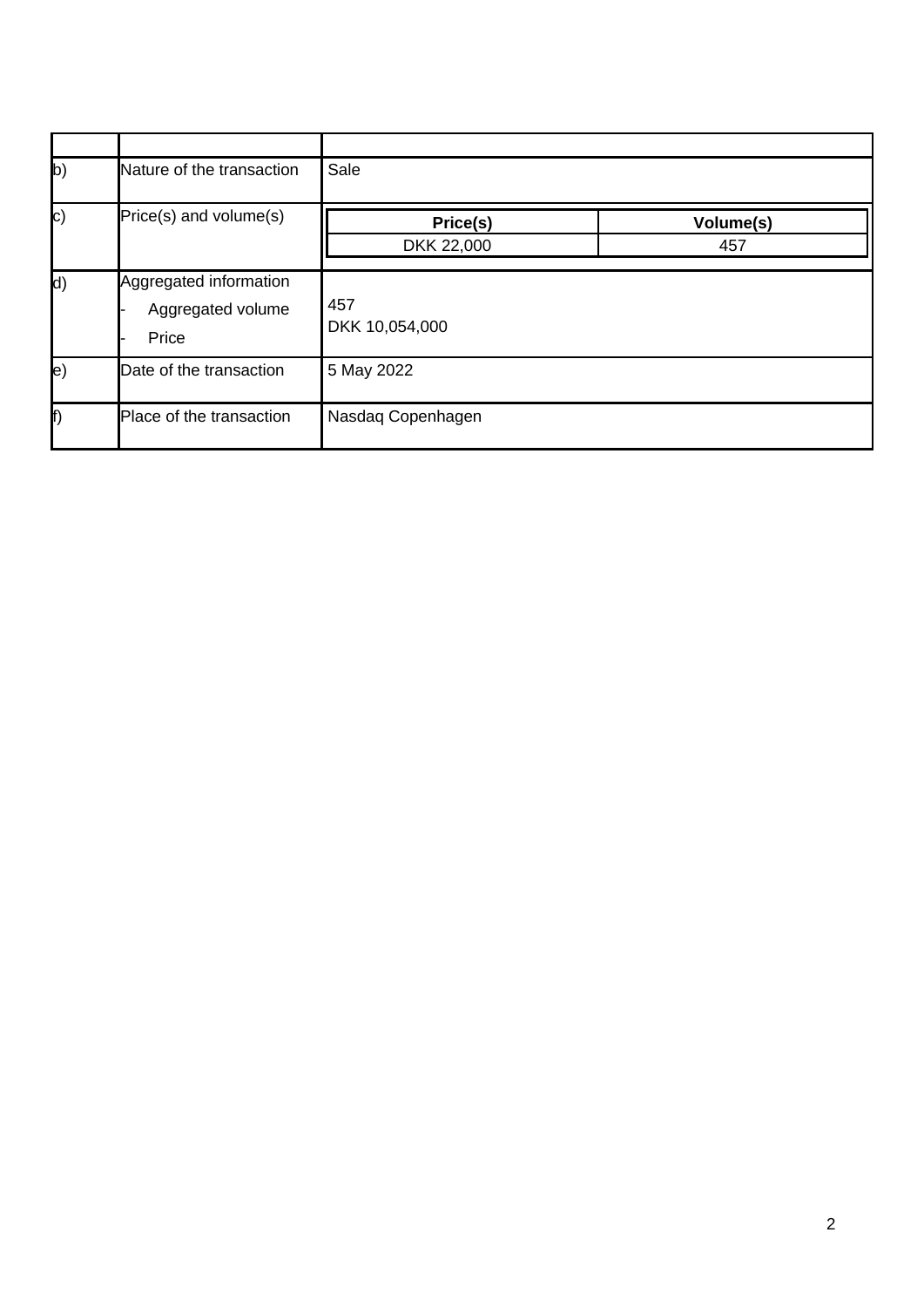| | | |
|---|---|---|
| b) | Nature of the transaction | Sale |
| c) | Price(s) and volume(s) | **Price(s)**: DKK 22,000 / **Volume(s)**: 457 |
| d) | Aggregated information<br>- Aggregated volume<br>- Price | 457<br>DKK 10,054,000 |
| e) | Date of the transaction | 5 May 2022 |
| f) | Place of the transaction | Nasdaq Copenhagen |